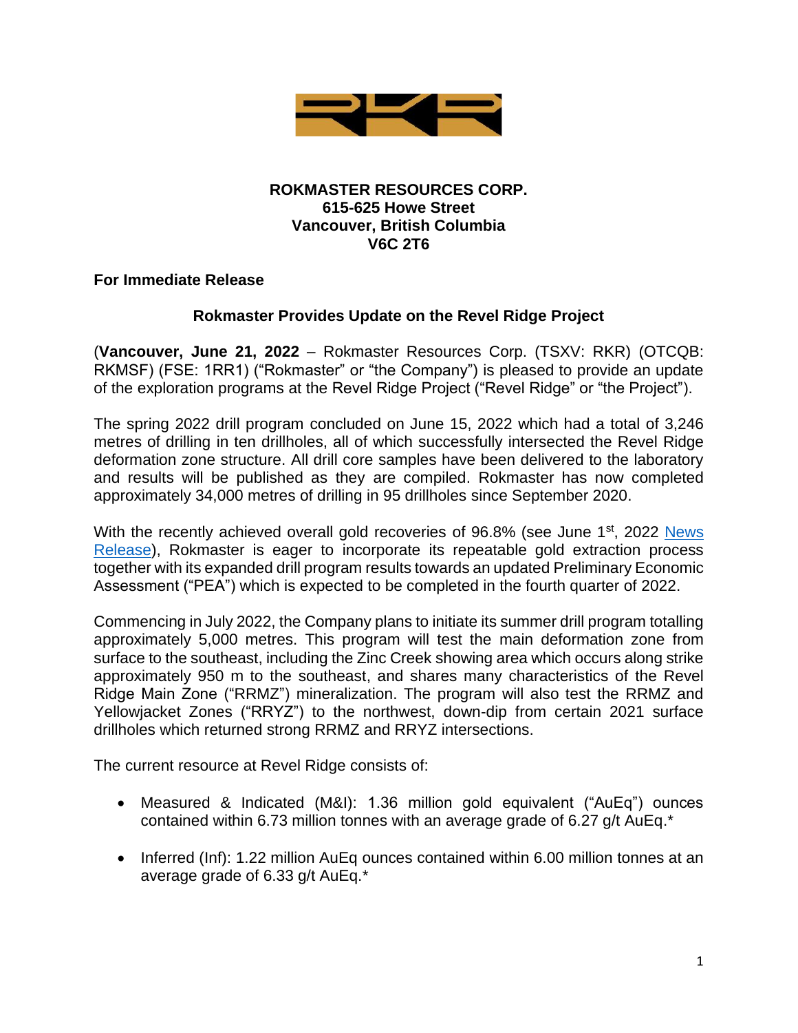**ROKMASTER RESOURCES CORP.**
**615-625 Howe Street**
**Vancouver, British Columbia**
**V6C 2T6**

**For Immediate Release**

## Rokmaster Provides Update on the Revel Ridge Project

(**Vancouver, June 21, 2022** – Rokmaster Resources Corp. (TSXV: RKR) (OTCQB: RKMSF) (FSE: 1RR1) ("Rokmaster" or "the Company") is pleased to provide an update of the exploration programs at the Revel Ridge Project ("Revel Ridge" or "the Project").

The spring 2022 drill program concluded on June 15, 2022 which had a total of 3,246 metres of drilling in ten drillholes, all of which successfully intersected the Revel Ridge deformation zone structure. All drill core samples have been delivered to the laboratory and results will be published as they are compiled. Rokmaster has now completed approximately 34,000 metres of drilling in 95 drillholes since September 2020.

With the recently achieved overall gold recoveries of 96.8% (see June 1st, 2022 News Release), Rokmaster is eager to incorporate its repeatable gold extraction process together with its expanded drill program results towards an updated Preliminary Economic Assessment ("PEA") which is expected to be completed in the fourth quarter of 2022.

Commencing in July 2022, the Company plans to initiate its summer drill program totalling approximately 5,000 metres. This program will test the main deformation zone from surface to the southeast, including the Zinc Creek showing area which occurs along strike approximately 950 m to the southeast, and shares many characteristics of the Revel Ridge Main Zone ("RRMZ") mineralization. The program will also test the RRMZ and Yellowjacket Zones ("RRYZ") to the northwest, down-dip from certain 2021 surface drillholes which returned strong RRMZ and RRYZ intersections.

The current resource at Revel Ridge consists of:

- Measured & Indicated (M&I): 1.36 million gold equivalent ("AuEq") ounces contained within 6.73 million tonnes with an average grade of 6.27 g/t AuEq.*
- Inferred (Inf): 1.22 million AuEq ounces contained within 6.00 million tonnes at an average grade of 6.33 g/t AuEq.*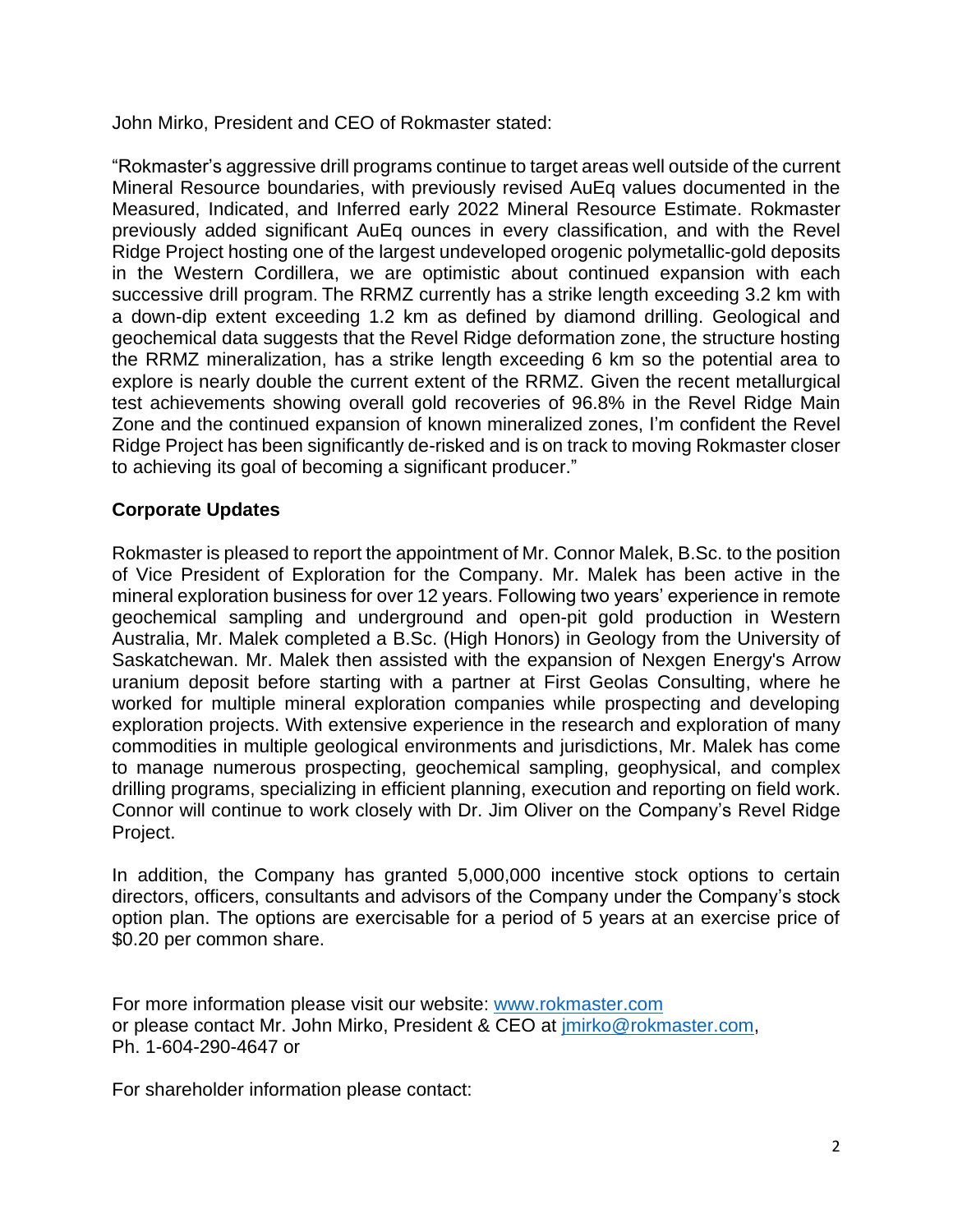John Mirko, President and CEO of Rokmaster stated:

"Rokmaster's aggressive drill programs continue to target areas well outside of the current Mineral Resource boundaries, with previously revised AuEq values documented in the Measured, Indicated, and Inferred early 2022 Mineral Resource Estimate. Rokmaster previously added significant AuEq ounces in every classification, and with the Revel Ridge Project hosting one of the largest undeveloped orogenic polymetallic-gold deposits in the Western Cordillera, we are optimistic about continued expansion with each successive drill program. The RRMZ currently has a strike length exceeding 3.2 km with a down-dip extent exceeding 1.2 km as defined by diamond drilling. Geological and geochemical data suggests that the Revel Ridge deformation zone, the structure hosting the RRMZ mineralization, has a strike length exceeding 6 km so the potential area to explore is nearly double the current extent of the RRMZ. Given the recent metallurgical test achievements showing overall gold recoveries of 96.8% in the Revel Ridge Main Zone and the continued expansion of known mineralized zones, I'm confident the Revel Ridge Project has been significantly de-risked and is on track to moving Rokmaster closer to achieving its goal of becoming a significant producer."

**Corporate Updates**

Rokmaster is pleased to report the appointment of Mr. Connor Malek, B.Sc. to the position of Vice President of Exploration for the Company. Mr. Malek has been active in the mineral exploration business for over 12 years. Following two years' experience in remote geochemical sampling and underground and open-pit gold production in Western Australia, Mr. Malek completed a B.Sc. (High Honors) in Geology from the University of Saskatchewan. Mr. Malek then assisted with the expansion of Nexgen Energy's Arrow uranium deposit before starting with a partner at First Geolas Consulting, where he worked for multiple mineral exploration companies while prospecting and developing exploration projects. With extensive experience in the research and exploration of many commodities in multiple geological environments and jurisdictions, Mr. Malek has come to manage numerous prospecting, geochemical sampling, geophysical, and complex drilling programs, specializing in efficient planning, execution and reporting on field work. Connor will continue to work closely with Dr. Jim Oliver on the Company's Revel Ridge Project.

In addition, the Company has granted 5,000,000 incentive stock options to certain directors, officers, consultants and advisors of the Company under the Company's stock option plan. The options are exercisable for a period of 5 years at an exercise price of $0.20 per common share.

For more information please visit our website: [www.rokmaster.com](http://www.rokmaster.com)
or please contact Mr. John Mirko, President & CEO at [jmirko@rokmaster.com](mailto:jmirko@rokmaster.com),
Ph. 1-604-290-4647 or

For shareholder information please contact: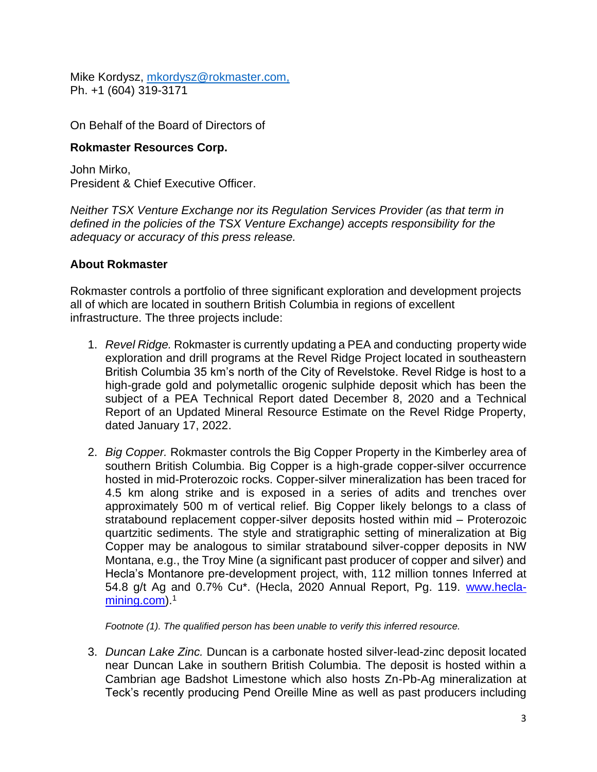Mike Kordysz, [mkordysz@rokmaster.com,](mailto:mkordysz@rokmaster.com)
Ph. +1 (604) 319-3171

On Behalf of the Board of Directors of

**Rokmaster Resources Corp.**

John Mirko,
President & Chief Executive Officer.

*Neither TSX Venture Exchange nor its Regulation Services Provider (as that term in defined in the policies of the TSX Venture Exchange) accepts responsibility for the adequacy or accuracy of this press release.*

**About Rokmaster**

Rokmaster controls a portfolio of three significant exploration and development projects all of which are located in southern British Columbia in regions of excellent infrastructure. The three projects include:

1. *Revel Ridge.* Rokmaster is currently updating a PEA and conducting property wide exploration and drill programs at the Revel Ridge Project located in southeastern British Columbia 35 km's north of the City of Revelstoke. Revel Ridge is host to a high-grade gold and polymetallic orogenic sulphide deposit which has been the subject of a PEA Technical Report dated December 8, 2020 and a Technical Report of an Updated Mineral Resource Estimate on the Revel Ridge Property, dated January 17, 2022.

2. *Big Copper.* Rokmaster controls the Big Copper Property in the Kimberley area of southern British Columbia. Big Copper is a high-grade copper-silver occurrence hosted in mid-Proterozoic rocks. Copper-silver mineralization has been traced for 4.5 km along strike and is exposed in a series of adits and trenches over approximately 500 m of vertical relief. Big Copper likely belongs to a class of stratabound replacement copper-silver deposits hosted within mid – Proterozoic quartzitic sediments. The style and stratigraphic setting of mineralization at Big Copper may be analogous to similar stratabound silver-copper deposits in NW Montana, e.g., the Troy Mine (a significant past producer of copper and silver) and Hecla's Montanore pre-development project, with, 112 million tonnes Inferred at 54.8 g/t Ag and 0.7% Cu*. (Hecla, 2020 Annual Report, Pg. 119. [www.hecla-mining.com](http://www.hecla-mining.com)).[1]

   *Footnote (1). The qualified person has been unable to verify this inferred resource.*

3. *Duncan Lake Zinc.* Duncan is a carbonate hosted silver-lead-zinc deposit located near Duncan Lake in southern British Columbia. The deposit is hosted within a Cambrian age Badshot Limestone which also hosts Zn-Pb-Ag mineralization at Teck's recently producing Pend Oreille Mine as well as past producers including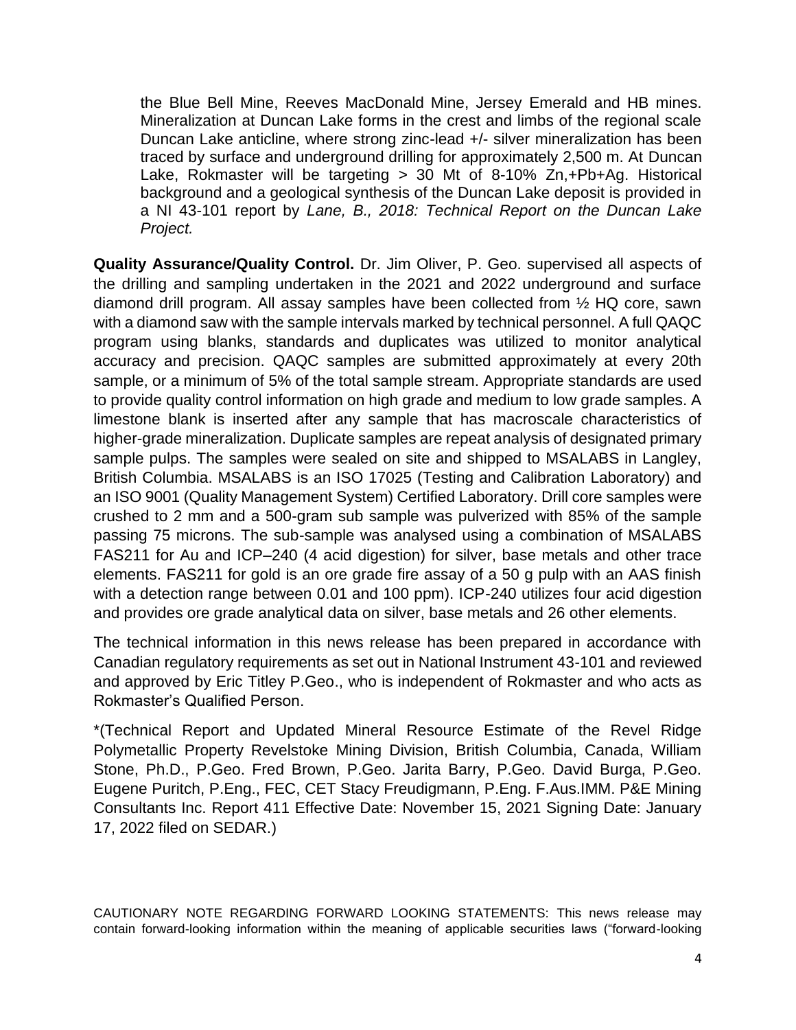the Blue Bell Mine, Reeves MacDonald Mine, Jersey Emerald and HB mines. Mineralization at Duncan Lake forms in the crest and limbs of the regional scale Duncan Lake anticline, where strong zinc-lead +/- silver mineralization has been traced by surface and underground drilling for approximately 2,500 m. At Duncan Lake, Rokmaster will be targeting > 30 Mt of 8-10% Zn,+Pb+Ag. Historical background and a geological synthesis of the Duncan Lake deposit is provided in a NI 43-101 report by *Lane, B., 2018: Technical Report on the Duncan Lake Project.*

**Quality Assurance/Quality Control.** Dr. Jim Oliver, P. Geo. supervised all aspects of the drilling and sampling undertaken in the 2021 and 2022 underground and surface diamond drill program. All assay samples have been collected from ½ HQ core, sawn with a diamond saw with the sample intervals marked by technical personnel. A full QAQC program using blanks, standards and duplicates was utilized to monitor analytical accuracy and precision. QAQC samples are submitted approximately at every 20th sample, or a minimum of 5% of the total sample stream. Appropriate standards are used to provide quality control information on high grade and medium to low grade samples. A limestone blank is inserted after any sample that has macroscale characteristics of higher-grade mineralization. Duplicate samples are repeat analysis of designated primary sample pulps. The samples were sealed on site and shipped to MSALABS in Langley, British Columbia. MSALABS is an ISO 17025 (Testing and Calibration Laboratory) and an ISO 9001 (Quality Management System) Certified Laboratory. Drill core samples were crushed to 2 mm and a 500-gram sub sample was pulverized with 85% of the sample passing 75 microns. The sub-sample was analysed using a combination of MSALABS FAS211 for Au and ICP–240 (4 acid digestion) for silver, base metals and other trace elements. FAS211 for gold is an ore grade fire assay of a 50 g pulp with an AAS finish with a detection range between 0.01 and 100 ppm). ICP-240 utilizes four acid digestion and provides ore grade analytical data on silver, base metals and 26 other elements.

The technical information in this news release has been prepared in accordance with Canadian regulatory requirements as set out in National Instrument 43-101 and reviewed and approved by Eric Titley P.Geo., who is independent of Rokmaster and who acts as Rokmaster's Qualified Person.

*(Technical Report and Updated Mineral Resource Estimate of the Revel Ridge Polymetallic Property Revelstoke Mining Division, British Columbia, Canada, William Stone, Ph.D., P.Geo. Fred Brown, P.Geo. Jarita Barry, P.Geo. David Burga, P.Geo. Eugene Puritch, P.Eng., FEC, CET Stacy Freudigmann, P.Eng. F.Aus.IMM. P&E Mining Consultants Inc. Report 411 Effective Date: November 15, 2021 Signing Date: January 17, 2022 filed on SEDAR.)

CAUTIONARY NOTE REGARDING FORWARD LOOKING STATEMENTS: This news release may contain forward-looking information within the meaning of applicable securities laws ("forward-looking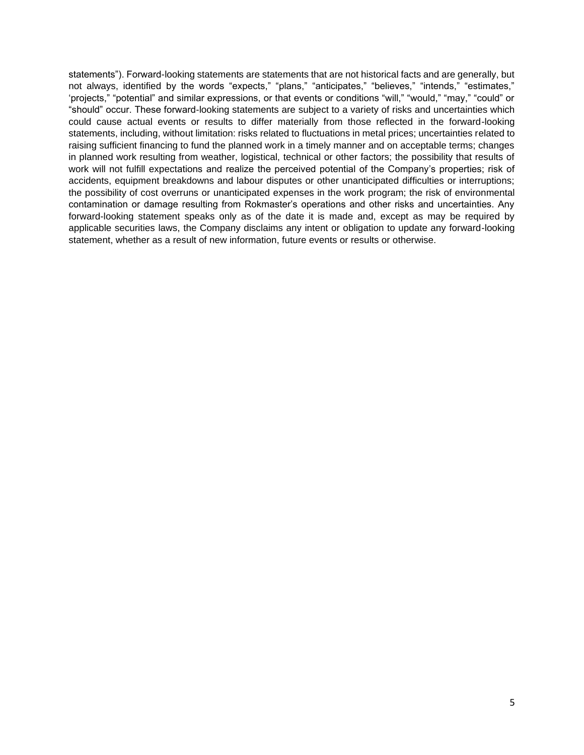statements"). Forward-looking statements are statements that are not historical facts and are generally, but not always, identified by the words "expects," "plans," "anticipates," "believes," "intends," "estimates," 'projects," "potential" and similar expressions, or that events or conditions "will," "would," "may," "could" or "should" occur. These forward-looking statements are subject to a variety of risks and uncertainties which could cause actual events or results to differ materially from those reflected in the forward-looking statements, including, without limitation: risks related to fluctuations in metal prices; uncertainties related to raising sufficient financing to fund the planned work in a timely manner and on acceptable terms; changes in planned work resulting from weather, logistical, technical or other factors; the possibility that results of work will not fulfill expectations and realize the perceived potential of the Company's properties; risk of accidents, equipment breakdowns and labour disputes or other unanticipated difficulties or interruptions; the possibility of cost overruns or unanticipated expenses in the work program; the risk of environmental contamination or damage resulting from Rokmaster's operations and other risks and uncertainties. Any forward-looking statement speaks only as of the date it is made and, except as may be required by applicable securities laws, the Company disclaims any intent or obligation to update any forward-looking statement, whether as a result of new information, future events or results or otherwise.